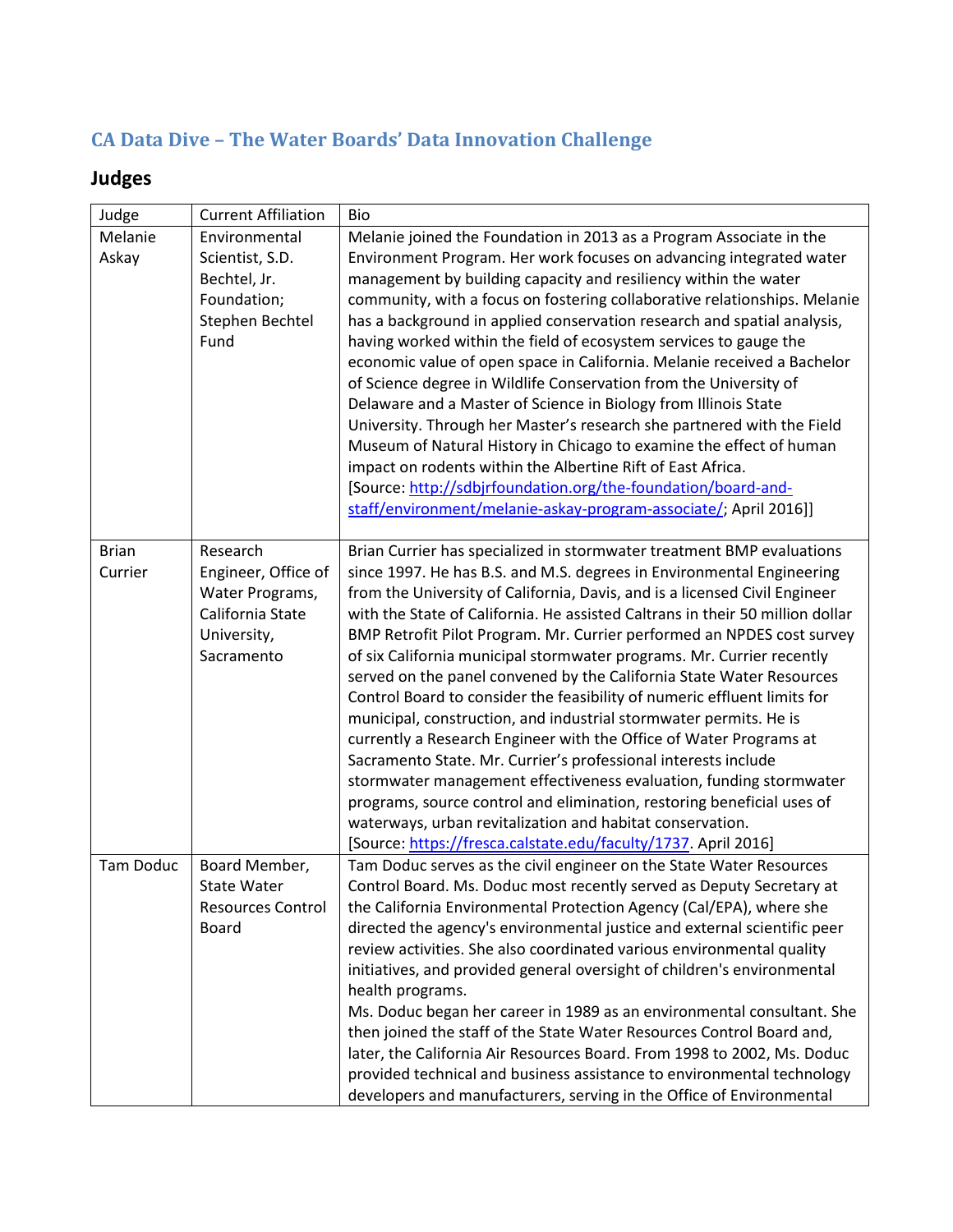## CA Data Dive – The Water Boards' Data Innovation Challenge

## Judges

| Judge | Current Affiliation | Bio |
|---|---|---|
| Melanie Askay | Environmental Scientist, S.D. Bechtel, Jr. Foundation; Stephen Bechtel Fund | Melanie joined the Foundation in 2013 as a Program Associate in the Environment Program. Her work focuses on advancing integrated water management by building capacity and resiliency within the water community, with a focus on fostering collaborative relationships. Melanie has a background in applied conservation research and spatial analysis, having worked within the field of ecosystem services to gauge the economic value of open space in California. Melanie received a Bachelor of Science degree in Wildlife Conservation from the University of Delaware and a Master of Science in Biology from Illinois State University. Through her Master's research she partnered with the Field Museum of Natural History in Chicago to examine the effect of human impact on rodents within the Albertine Rift of East Africa. [Source: http://sdbjrfoundation.org/the-foundation/board-and-staff/environment/melanie-askay-program-associate/; April 2016]] |
| Brian Currier | Research Engineer, Office of Water Programs, California State University, Sacramento | Brian Currier has specialized in stormwater treatment BMP evaluations since 1997. He has B.S. and M.S. degrees in Environmental Engineering from the University of California, Davis, and is a licensed Civil Engineer with the State of California. He assisted Caltrans in their 50 million dollar BMP Retrofit Pilot Program. Mr. Currier performed an NPDES cost survey of six California municipal stormwater programs. Mr. Currier recently served on the panel convened by the California State Water Resources Control Board to consider the feasibility of numeric effluent limits for municipal, construction, and industrial stormwater permits. He is currently a Research Engineer with the Office of Water Programs at Sacramento State. Mr. Currier's professional interests include stormwater management effectiveness evaluation, funding stormwater programs, source control and elimination, restoring beneficial uses of waterways, urban revitalization and habitat conservation. [Source: https://fresca.calstate.edu/faculty/1737. April 2016] |
| Tam Doduc | Board Member, State Water Resources Control Board | Tam Doduc serves as the civil engineer on the State Water Resources Control Board. Ms. Doduc most recently served as Deputy Secretary at the California Environmental Protection Agency (Cal/EPA), where she directed the agency's environmental justice and external scientific peer review activities. She also coordinated various environmental quality initiatives, and provided general oversight of children's environmental health programs. Ms. Doduc began her career in 1989 as an environmental consultant. She then joined the staff of the State Water Resources Control Board and, later, the California Air Resources Board. From 1998 to 2002, Ms. Doduc provided technical and business assistance to environmental technology developers and manufacturers, serving in the Office of Environmental |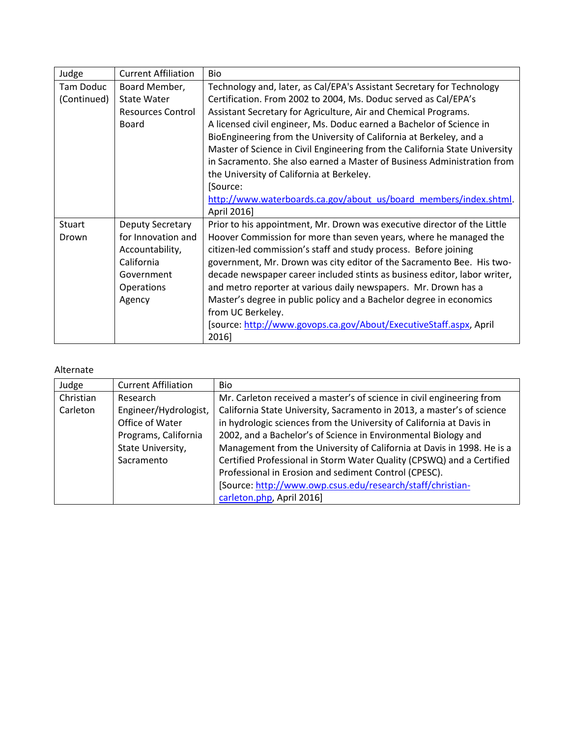| Judge | Current Affiliation | Bio |
| --- | --- | --- |
| Tam Doduc (Continued) | Board Member, State Water Resources Control Board | Technology and, later, as Cal/EPA's Assistant Secretary for Technology Certification. From 2002 to 2004, Ms. Doduc served as Cal/EPA's Assistant Secretary for Agriculture, Air and Chemical Programs. A licensed civil engineer, Ms. Doduc earned a Bachelor of Science in BioEngineering from the University of California at Berkeley, and a Master of Science in Civil Engineering from the California State University in Sacramento. She also earned a Master of Business Administration from the University of California at Berkeley. [Source: http://www.waterboards.ca.gov/about_us/board_members/index.shtml. April 2016] |
| Stuart Drown | Deputy Secretary for Innovation and Accountability, California Government Operations Agency | Prior to his appointment, Mr. Drown was executive director of the Little Hoover Commission for more than seven years, where he managed the citizen-led commission's staff and study process. Before joining government, Mr. Drown was city editor of the Sacramento Bee. His two-decade newspaper career included stints as business editor, labor writer, and metro reporter at various daily newspapers. Mr. Drown has a Master's degree in public policy and a Bachelor degree in economics from UC Berkeley. [source: http://www.govops.ca.gov/About/ExecutiveStaff.aspx, April 2016] |

Alternate

| Judge | Current Affiliation | Bio |
| --- | --- | --- |
| Christian Carleton | Research Engineer/Hydrologist, Office of Water Programs, California State University, Sacramento | Mr. Carleton received a master's of science in civil engineering from California State University, Sacramento in 2013, a master's of science in hydrologic sciences from the University of California at Davis in 2002, and a Bachelor's of Science in Environmental Biology and Management from the University of California at Davis in 1998. He is a Certified Professional in Storm Water Quality (CPSWQ) and a Certified Professional in Erosion and sediment Control (CPESC). [Source: http://www.owp.csus.edu/research/staff/christian-carleton.php, April 2016] |